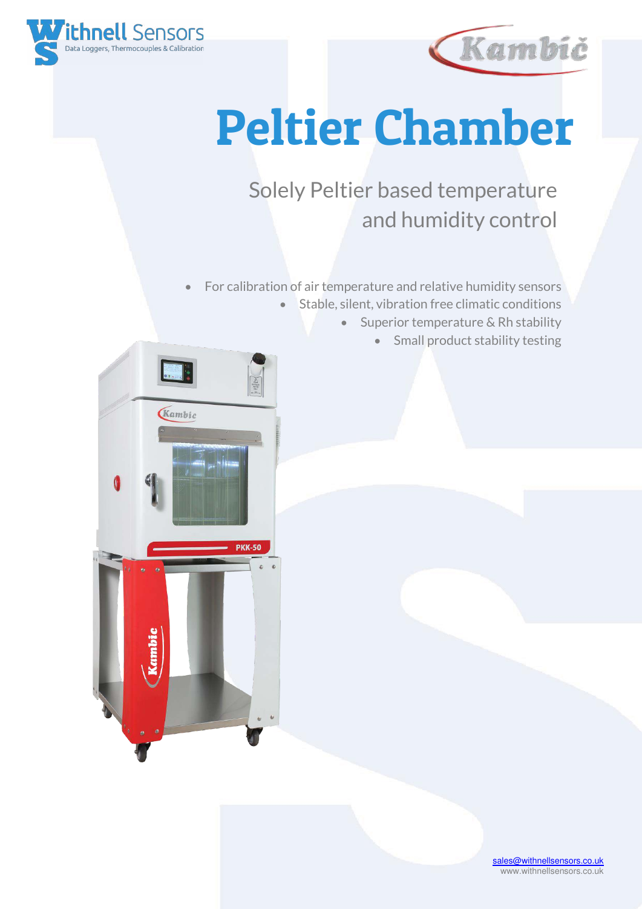# Peltier Chamber

Solely Peltier based temperature and humidity control

- For calibration of air temperature and relative humidity sensors
- Stable, silent, vibration free climatic conditions
- Superior temperature & Rh stability
- Small product stability testing

sales@withnellsensors.co.uk
www.withnellsensors.co.uk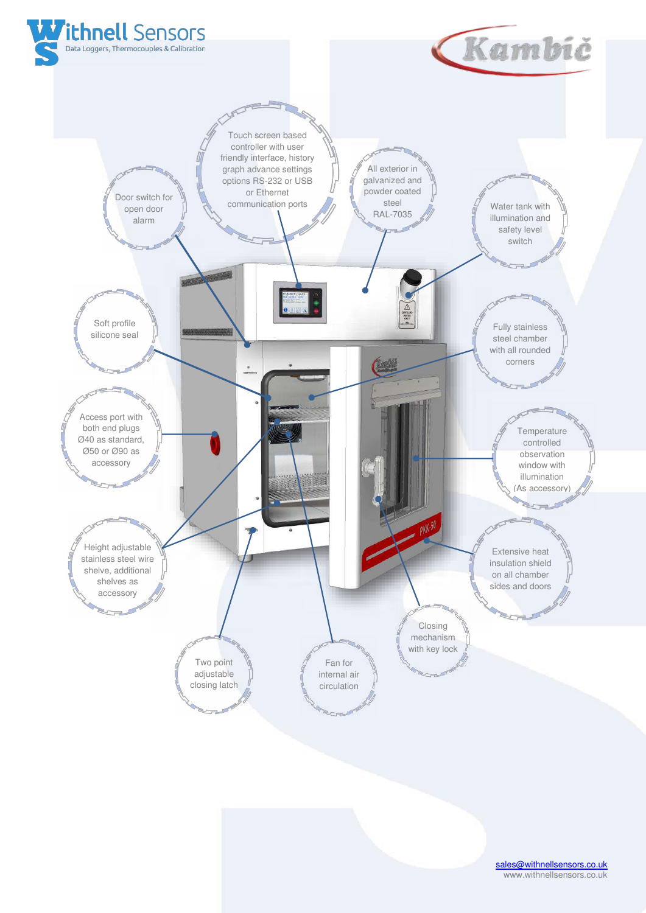Withnell Sensors
Data Loggers, Thermocouples & Calibration

Kambič

Touch screen based controller with user friendly interface, history graph advance settings options RS-232 or USB or Ethernet communication ports

Door switch for open door alarm

All exterior in galvanized and powder coated steel RAL-7035

Water tank with illumination and safety level switch

Soft profile silicone seal

Fully stainless steel chamber with all rounded corners

Access port with both end plugs Ø40 as standard, Ø50 or Ø90 as accessory

Temperature controlled observation window with illumination (As accessory)

Height adjustable stainless steel wire shelve, additional shelves as accessory

Extensive heat insulation shield on all chamber sides and doors

Closing mechanism with key lock

Two point adjustable closing latch

Fan for internal air circulation

sales@withnellsensors.co.uk
www.withnellsensors.co.uk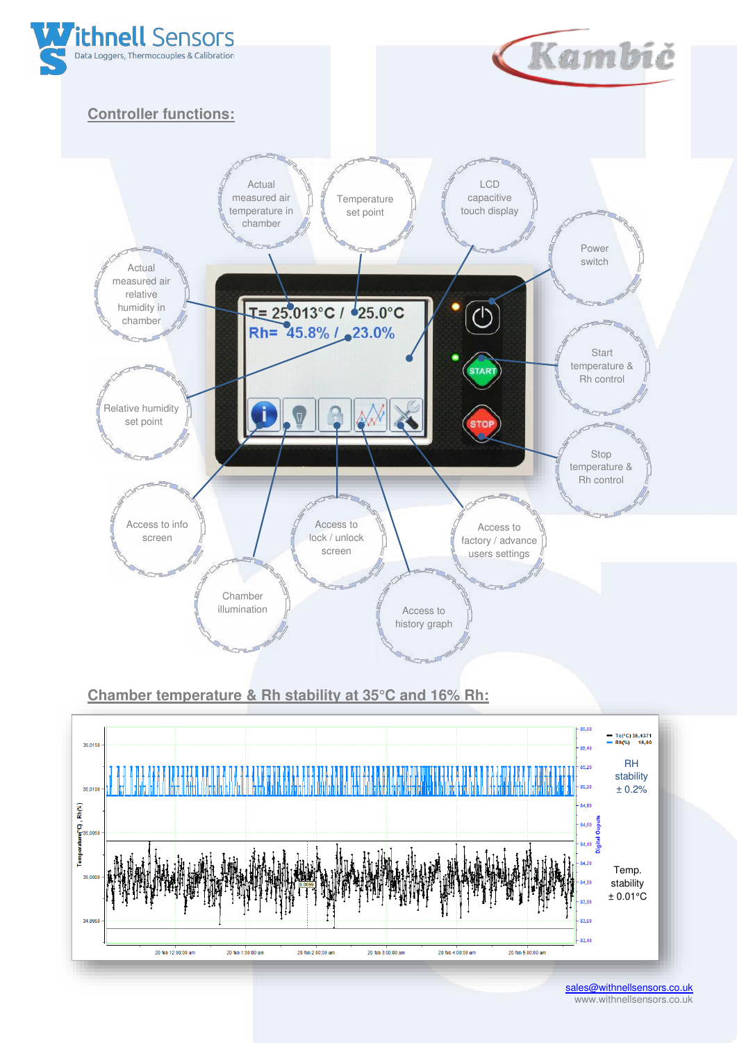## Controller functions:

- Actual measured air temperature in chamber
- Temperature set point
- LCD capacitive touch display
- Power switch
- Actual measured air relative humidity in chamber
- Relative humidity set point
- Start temperature & Rh control
- Stop temperature & Rh control
- Access to info screen
- Chamber illumination
- Access to lock / unlock screen
- Access to history graph
- Access to factory / advance users settings

T= 25.013°C / 25.0°C
Rh= 45.8% / 23.0%

## Chamber temperature & Rh stability at 35°C and 16% Rh:

RH stability ± 0.2%

Temp. stability ± 0.01°C

sales@withnellsensors.co.uk
www.withnellsensors.co.uk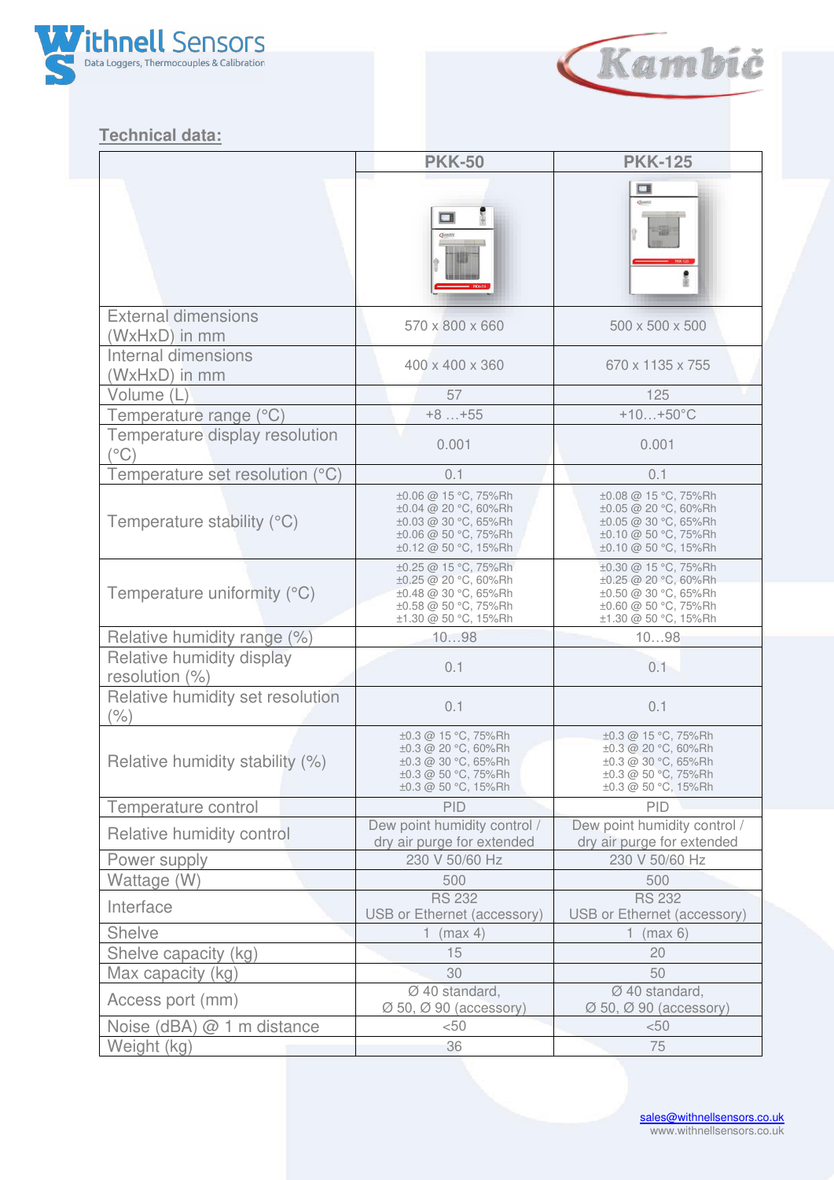## Technical data:

| | PKK-50 | PKK-125 |
|---|---|---|
| External dimensions (WxHxD) in mm | 570 x 800 x 660 | 500 x 500 x 500 |
| Internal dimensions (WxHxD) in mm | 400 x 400 x 360 | 670 x 1135 x 755 |
| Volume (L) | 57 | 125 |
| Temperature range (°C) | +8 …+55 | +10…+50°C |
| Temperature display resolution (°C) | 0.001 | 0.001 |
| Temperature set resolution (°C) | 0.1 | 0.1 |
| Temperature stability (°C) | ±0.06 @ 15 °C, 75%Rh<br>±0.04 @ 20 °C, 60%Rh<br>±0.03 @ 30 °C, 65%Rh<br>±0.06 @ 50 °C, 75%Rh<br>±0.12 @ 50 °C, 15%Rh | ±0.08 @ 15 °C, 75%Rh<br>±0.05 @ 20 °C, 60%Rh<br>±0.05 @ 30 °C, 65%Rh<br>±0.10 @ 50 °C, 75%Rh<br>±0.10 @ 50 °C, 15%Rh |
| Temperature uniformity (°C) | ±0.25 @ 15 °C, 75%Rh<br>±0.25 @ 20 °C, 60%Rh<br>±0.48 @ 30 °C, 65%Rh<br>±0.58 @ 50 °C, 75%Rh<br>±1.30 @ 50 °C, 15%Rh | ±0.30 @ 15 °C, 75%Rh<br>±0.25 @ 20 °C, 60%Rh<br>±0.50 @ 30 °C, 65%Rh<br>±0.60 @ 50 °C, 75%Rh<br>±1.30 @ 50 °C, 15%Rh |
| Relative humidity range (%) | 10…98 | 10…98 |
| Relative humidity display resolution (%) | 0.1 | 0.1 |
| Relative humidity set resolution (%) | 0.1 | 0.1 |
| Relative humidity stability (%) | ±0.3 @ 15 °C, 75%Rh<br>±0.3 @ 20 °C, 60%Rh<br>±0.3 @ 30 °C, 65%Rh<br>±0.3 @ 50 °C, 75%Rh<br>±0.3 @ 50 °C, 15%Rh | ±0.3 @ 15 °C, 75%Rh<br>±0.3 @ 20 °C, 60%Rh<br>±0.3 @ 30 °C, 65%Rh<br>±0.3 @ 50 °C, 75%Rh<br>±0.3 @ 50 °C, 15%Rh |
| Temperature control | PID | PID |
| Relative humidity control | Dew point humidity control / dry air purge for extended | Dew point humidity control / dry air purge for extended |
| Power supply | 230 V 50/60 Hz | 230 V 50/60 Hz |
| Wattage (W) | 500 | 500 |
| Interface | RS 232<br>USB or Ethernet (accessory) | RS 232<br>USB or Ethernet (accessory) |
| Shelve | 1 (max 4) | 1 (max 6) |
| Shelve capacity (kg) | 15 | 20 |
| Max capacity (kg) | 30 | 50 |
| Access port (mm) | Ø 40 standard,<br>Ø 50, Ø 90 (accessory) | Ø 40 standard,<br>Ø 50, Ø 90 (accessory) |
| Noise (dBA) @ 1 m distance | <50 | <50 |
| Weight (kg) | 36 | 75 |

sales@withnellsensors.co.uk
www.withnellsensors.co.uk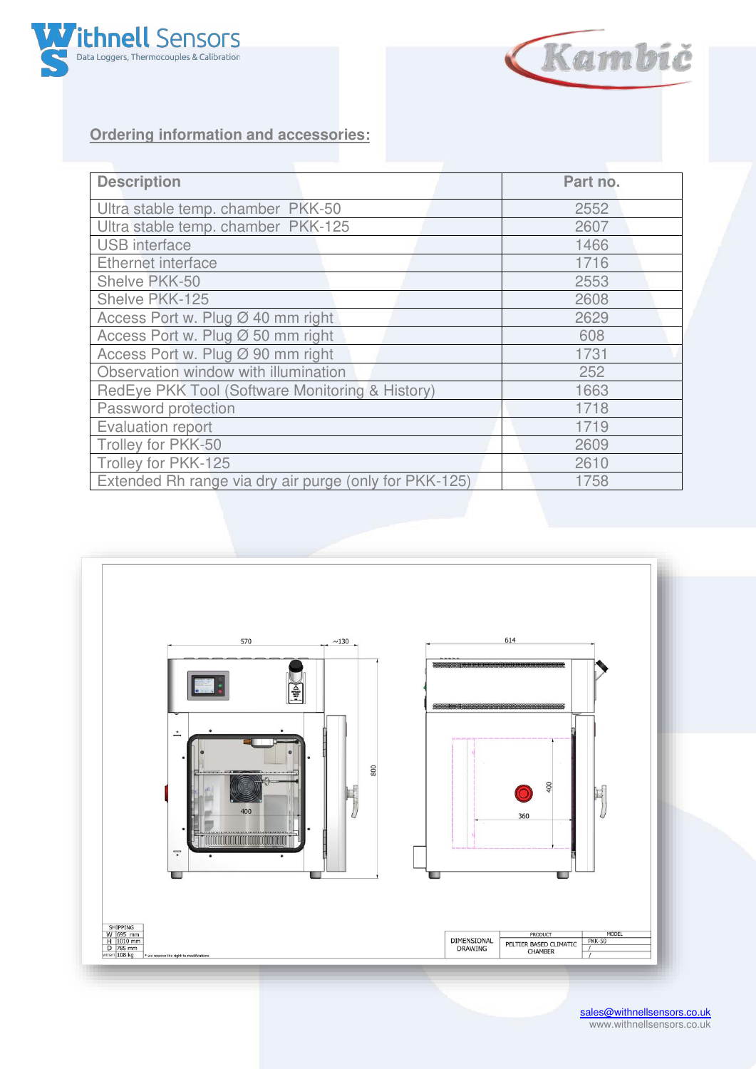## Ordering information and accessories:

| Description | Part no. |
|---|---|
| Ultra stable temp. chamber PKK-50 | 2552 |
| Ultra stable temp. chamber PKK-125 | 2607 |
| USB interface | 1466 |
| Ethernet interface | 1716 |
| Shelve PKK-50 | 2553 |
| Shelve PKK-125 | 2608 |
| Access Port w. Plug Ø 40 mm right | 2629 |
| Access Port w. Plug Ø 50 mm right | 608 |
| Access Port w. Plug Ø 90 mm right | 1731 |
| Observation window with illumination | 252 |
| RedEye PKK Tool (Software Monitoring & History) | 1663 |
| Password protection | 1718 |
| Evaluation report | 1719 |
| Trolley for PKK-50 | 2609 |
| Trolley for PKK-125 | 2610 |
| Extended Rh range via dry air purge (only for PKK-125) | 1758 |

SHIPPING

| | |
|---|---|
| W | 695 mm |
| H | 1010 mm |
| D | 785 mm |
| WEIGHT | 108 kg |

* we reserve the right to modifications

| DIMENSIONAL DRAWING | PRODUCT: PELTIER BASED CLIMATIC CHAMBER | MODEL: PKK-50 |
|---|---|---|

sales@withnellsensors.co.uk
www.withnellsensors.co.uk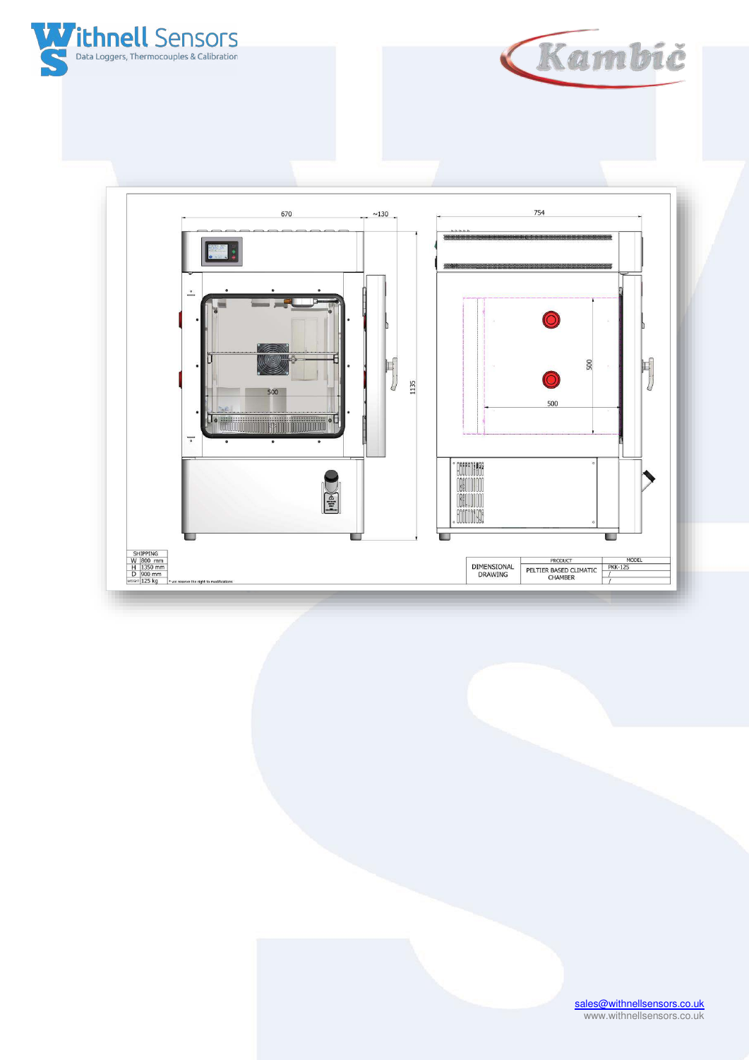670

~130

754

500

1135

500

500

| SHIPPING | |
|---|---|
| W | 800 mm |
| H | 1350 mm |
| D | 900 mm |
| WEIGHT | 125 kg |

* we reserve the right to modifications

| DIMENSIONAL DRAWING | PRODUCT | MODEL |
|---|---|---|
| | PELTIER BASED CLIMATIC CHAMBER | PKK-125 |

sales@withnellsensors.co.uk
www.withnellsensors.co.uk